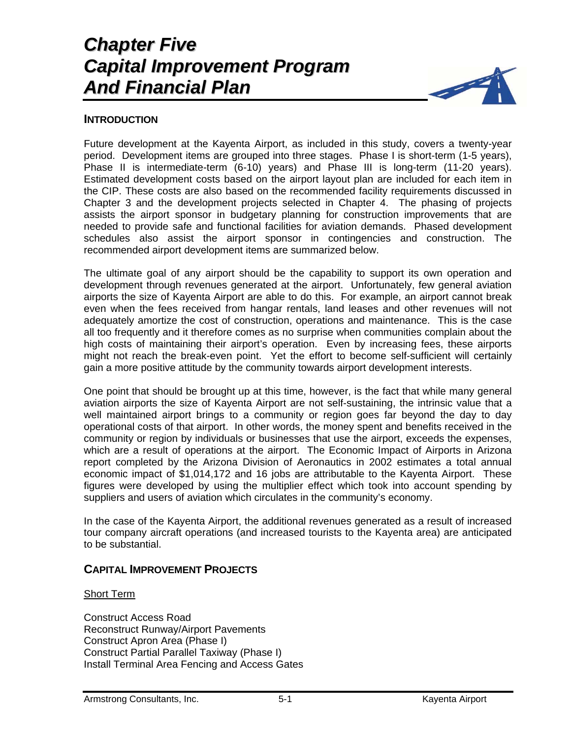# Chapter Five
# Capital Improvement Program And Financial Plan

## INTRODUCTION

Future development at the Kayenta Airport, as included in this study, covers a twenty-year period. Development items are grouped into three stages. Phase I is short-term (1-5 years), Phase II is intermediate-term (6-10) years) and Phase III is long-term (11-20 years). Estimated development costs based on the airport layout plan are included for each item in the CIP. These costs are also based on the recommended facility requirements discussed in Chapter 3 and the development projects selected in Chapter 4. The phasing of projects assists the airport sponsor in budgetary planning for construction improvements that are needed to provide safe and functional facilities for aviation demands. Phased development schedules also assist the airport sponsor in contingencies and construction. The recommended airport development items are summarized below.

The ultimate goal of any airport should be the capability to support its own operation and development through revenues generated at the airport. Unfortunately, few general aviation airports the size of Kayenta Airport are able to do this. For example, an airport cannot break even when the fees received from hangar rentals, land leases and other revenues will not adequately amortize the cost of construction, operations and maintenance. This is the case all too frequently and it therefore comes as no surprise when communities complain about the high costs of maintaining their airport's operation. Even by increasing fees, these airports might not reach the break-even point. Yet the effort to become self-sufficient will certainly gain a more positive attitude by the community towards airport development interests.

One point that should be brought up at this time, however, is the fact that while many general aviation airports the size of Kayenta Airport are not self-sustaining, the intrinsic value that a well maintained airport brings to a community or region goes far beyond the day to day operational costs of that airport. In other words, the money spent and benefits received in the community or region by individuals or businesses that use the airport, exceeds the expenses, which are a result of operations at the airport. The Economic Impact of Airports in Arizona report completed by the Arizona Division of Aeronautics in 2002 estimates a total annual economic impact of $1,014,172 and 16 jobs are attributable to the Kayenta Airport. These figures were developed by using the multiplier effect which took into account spending by suppliers and users of aviation which circulates in the community's economy.

In the case of the Kayenta Airport, the additional revenues generated as a result of increased tour company aircraft operations (and increased tourists to the Kayenta area) are anticipated to be substantial.

## CAPITAL IMPROVEMENT PROJECTS

Short Term

Construct Access Road
Reconstruct Runway/Airport Pavements
Construct Apron Area (Phase I)
Construct Partial Parallel Taxiway (Phase I)
Install Terminal Area Fencing and Access Gates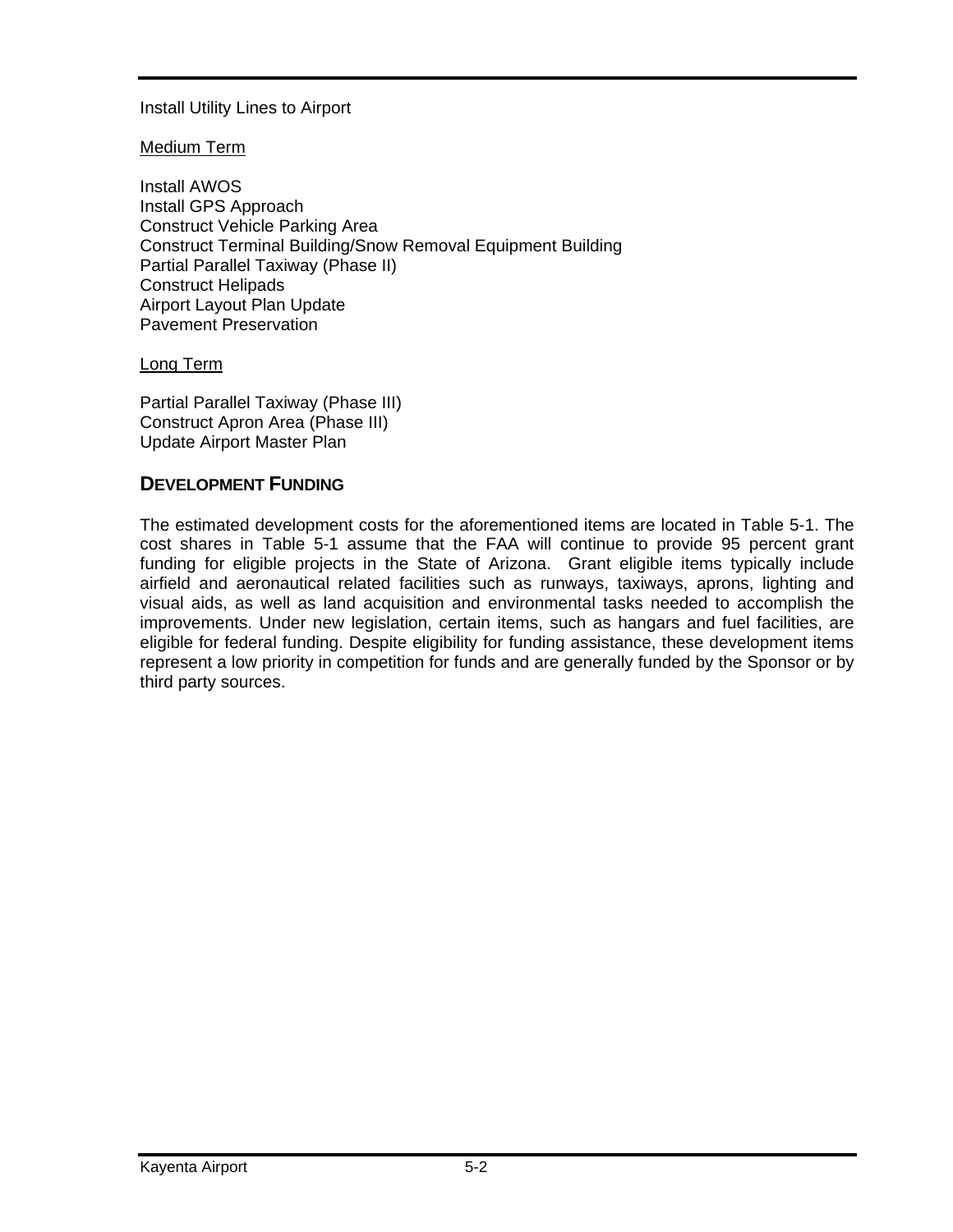Install Utility Lines to Airport

<u>Medium Term</u>

Install AWOS
Install GPS Approach
Construct Vehicle Parking Area
Construct Terminal Building/Snow Removal Equipment Building
Partial Parallel Taxiway (Phase II)
Construct Helipads
Airport Layout Plan Update
Pavement Preservation

<u>Long Term</u>

Partial Parallel Taxiway (Phase III)
Construct Apron Area (Phase III)
Update Airport Master Plan

## DEVELOPMENT FUNDING

The estimated development costs for the aforementioned items are located in Table 5-1. The cost shares in Table 5-1 assume that the FAA will continue to provide 95 percent grant funding for eligible projects in the State of Arizona. Grant eligible items typically include airfield and aeronautical related facilities such as runways, taxiways, aprons, lighting and visual aids, as well as land acquisition and environmental tasks needed to accomplish the improvements. Under new legislation, certain items, such as hangars and fuel facilities, are eligible for federal funding. Despite eligibility for funding assistance, these development items represent a low priority in competition for funds and are generally funded by the Sponsor or by third party sources.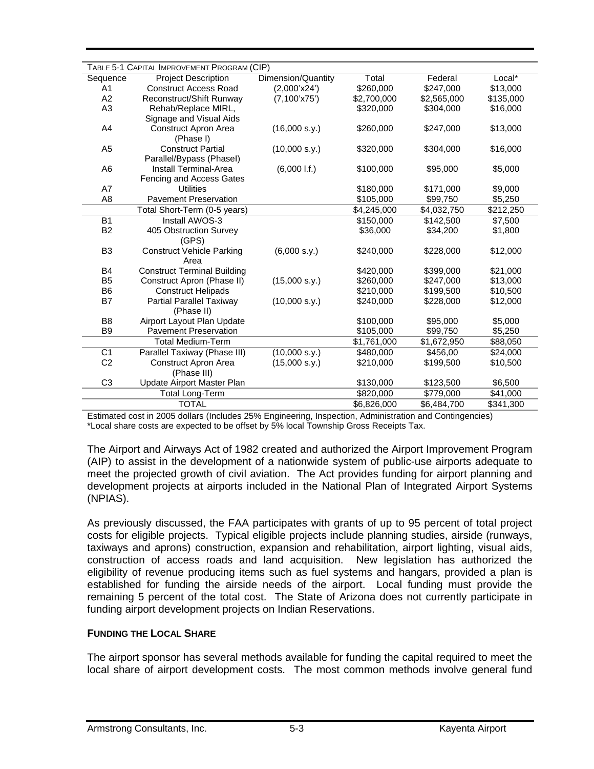Table 5-1 Capital Improvement Program (CIP)

| Sequence | Project Description | Dimension/Quantity | Total | Federal | Local* |
|---|---|---|---|---|---|
| A1 | Construct Access Road | (2,000'x24') | $260,000 | $247,000 | $13,000 |
| A2 | Reconstruct/Shift Runway | (7,100'x75') | $2,700,000 | $2,565,000 | $135,000 |
| A3 | Rehab/Replace MIRL, Signage and Visual Aids | | $320,000 | $304,000 | $16,000 |
| A4 | Construct Apron Area (Phase I) | (16,000 s.y.) | $260,000 | $247,000 | $13,000 |
| A5 | Construct Partial Parallel/Bypass (PhaseI) | (10,000 s.y.) | $320,000 | $304,000 | $16,000 |
| A6 | Install Terminal-Area Fencing and Access Gates | (6,000 l.f.) | $100,000 | $95,000 | $5,000 |
| A7 | Utilities | | $180,000 | $171,000 | $9,000 |
| A8 | Pavement Preservation | | $105,000 | $99,750 | $5,250 |
| | Total Short-Term (0-5 years) | | $4,245,000 | $4,032,750 | $212,250 |
| B1 | Install AWOS-3 | | $150,000 | $142,500 | $7,500 |
| B2 | 405 Obstruction Survey (GPS) | | $36,000 | $34,200 | $1,800 |
| B3 | Construct Vehicle Parking Area | (6,000 s.y.) | $240,000 | $228,000 | $12,000 |
| B4 | Construct Terminal Building | | $420,000 | $399,000 | $21,000 |
| B5 | Construct Apron (Phase II) | (15,000 s.y.) | $260,000 | $247,000 | $13,000 |
| B6 | Construct Helipads | | $210,000 | $199,500 | $10,500 |
| B7 | Partial Parallel Taxiway (Phase II) | (10,000 s.y.) | $240,000 | $228,000 | $12,000 |
| B8 | Airport Layout Plan Update | | $100,000 | $95,000 | $5,000 |
| B9 | Pavement Preservation | | $105,000 | $99,750 | $5,250 |
| | Total Medium-Term | | $1,761,000 | $1,672,950 | $88,050 |
| C1 | Parallel Taxiway (Phase III) | (10,000 s.y.) | $480,000 | $456,00 | $24,000 |
| C2 | Construct Apron Area (Phase III) | (15,000 s.y.) | $210,000 | $199,500 | $10,500 |
| C3 | Update Airport Master Plan | | $130,000 | $123,500 | $6,500 |
| | Total Long-Term | | $820,000 | $779,000 | $41,000 |
| | TOTAL | | $6,826,000 | $6,484,700 | $341,300 |

Estimated cost in 2005 dollars (Includes 25% Engineering, Inspection, Administration and Contingencies)
*Local share costs are expected to be offset by 5% local Township Gross Receipts Tax.

The Airport and Airways Act of 1982 created and authorized the Airport Improvement Program (AIP) to assist in the development of a nationwide system of public-use airports adequate to meet the projected growth of civil aviation. The Act provides funding for airport planning and development projects at airports included in the National Plan of Integrated Airport Systems (NPIAS).

As previously discussed, the FAA participates with grants of up to 95 percent of total project costs for eligible projects. Typical eligible projects include planning studies, airside (runways, taxiways and aprons) construction, expansion and rehabilitation, airport lighting, visual aids, construction of access roads and land acquisition. New legislation has authorized the eligibility of revenue producing items such as fuel systems and hangars, provided a plan is established for funding the airside needs of the airport. Local funding must provide the remaining 5 percent of the total cost. The State of Arizona does not currently participate in funding airport development projects on Indian Reservations.

### Funding the Local Share

The airport sponsor has several methods available for funding the capital required to meet the local share of airport development costs. The most common methods involve general fund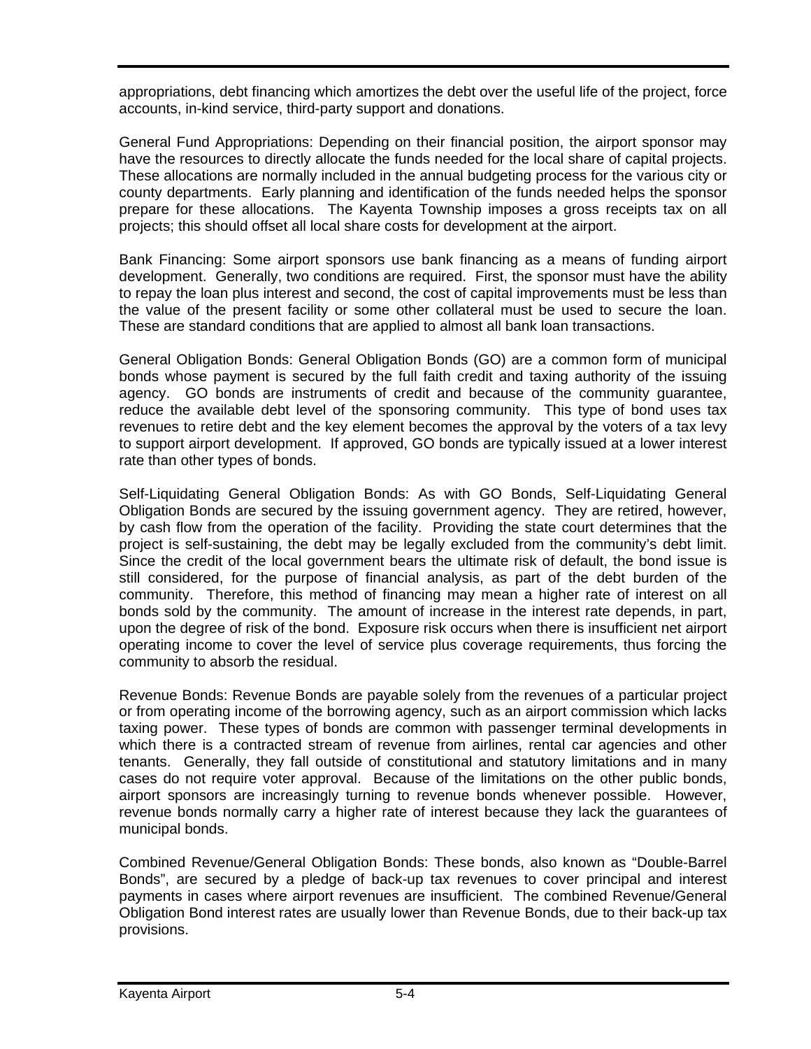appropriations, debt financing which amortizes the debt over the useful life of the project, force accounts, in-kind service, third-party support and donations.

General Fund Appropriations: Depending on their financial position, the airport sponsor may have the resources to directly allocate the funds needed for the local share of capital projects. These allocations are normally included in the annual budgeting process for the various city or county departments. Early planning and identification of the funds needed helps the sponsor prepare for these allocations. The Kayenta Township imposes a gross receipts tax on all projects; this should offset all local share costs for development at the airport.

Bank Financing: Some airport sponsors use bank financing as a means of funding airport development. Generally, two conditions are required. First, the sponsor must have the ability to repay the loan plus interest and second, the cost of capital improvements must be less than the value of the present facility or some other collateral must be used to secure the loan. These are standard conditions that are applied to almost all bank loan transactions.

General Obligation Bonds: General Obligation Bonds (GO) are a common form of municipal bonds whose payment is secured by the full faith credit and taxing authority of the issuing agency. GO bonds are instruments of credit and because of the community guarantee, reduce the available debt level of the sponsoring community. This type of bond uses tax revenues to retire debt and the key element becomes the approval by the voters of a tax levy to support airport development. If approved, GO bonds are typically issued at a lower interest rate than other types of bonds.

Self-Liquidating General Obligation Bonds: As with GO Bonds, Self-Liquidating General Obligation Bonds are secured by the issuing government agency. They are retired, however, by cash flow from the operation of the facility. Providing the state court determines that the project is self-sustaining, the debt may be legally excluded from the community's debt limit. Since the credit of the local government bears the ultimate risk of default, the bond issue is still considered, for the purpose of financial analysis, as part of the debt burden of the community. Therefore, this method of financing may mean a higher rate of interest on all bonds sold by the community. The amount of increase in the interest rate depends, in part, upon the degree of risk of the bond. Exposure risk occurs when there is insufficient net airport operating income to cover the level of service plus coverage requirements, thus forcing the community to absorb the residual.

Revenue Bonds: Revenue Bonds are payable solely from the revenues of a particular project or from operating income of the borrowing agency, such as an airport commission which lacks taxing power. These types of bonds are common with passenger terminal developments in which there is a contracted stream of revenue from airlines, rental car agencies and other tenants. Generally, they fall outside of constitutional and statutory limitations and in many cases do not require voter approval. Because of the limitations on the other public bonds, airport sponsors are increasingly turning to revenue bonds whenever possible. However, revenue bonds normally carry a higher rate of interest because they lack the guarantees of municipal bonds.

Combined Revenue/General Obligation Bonds: These bonds, also known as "Double-Barrel Bonds", are secured by a pledge of back-up tax revenues to cover principal and interest payments in cases where airport revenues are insufficient. The combined Revenue/General Obligation Bond interest rates are usually lower than Revenue Bonds, due to their back-up tax provisions.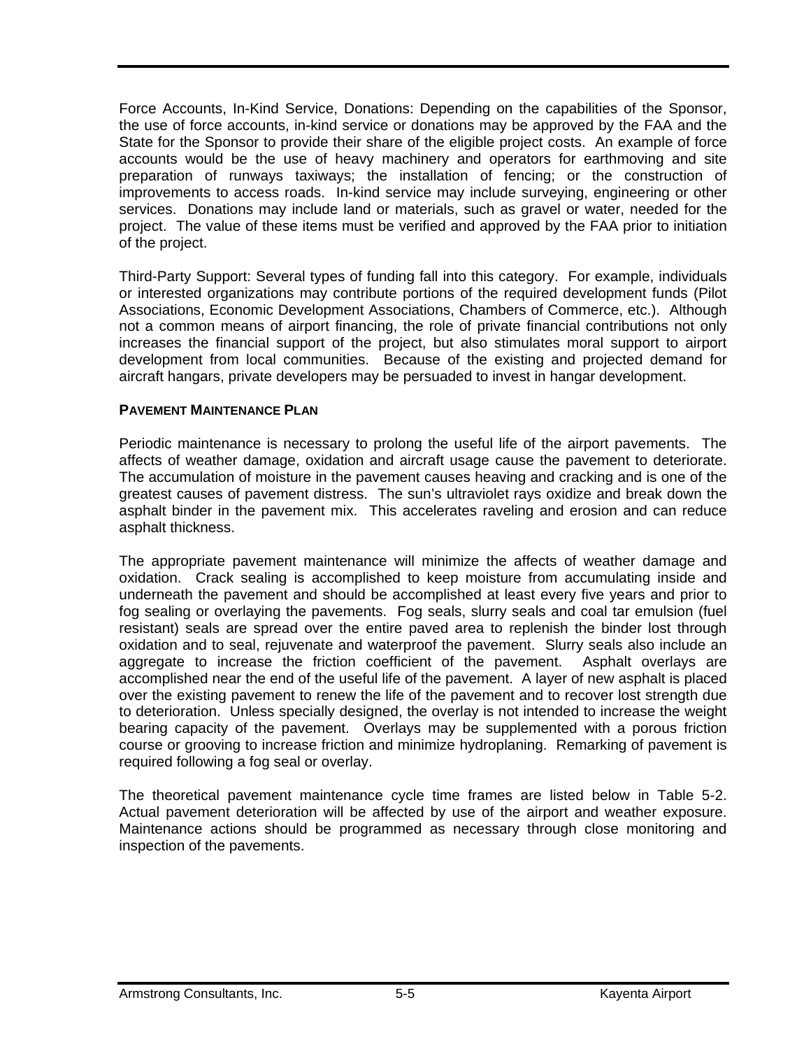Force Accounts, In-Kind Service, Donations: Depending on the capabilities of the Sponsor, the use of force accounts, in-kind service or donations may be approved by the FAA and the State for the Sponsor to provide their share of the eligible project costs. An example of force accounts would be the use of heavy machinery and operators for earthmoving and site preparation of runways taxiways; the installation of fencing; or the construction of improvements to access roads. In-kind service may include surveying, engineering or other services. Donations may include land or materials, such as gravel or water, needed for the project. The value of these items must be verified and approved by the FAA prior to initiation of the project.

Third-Party Support: Several types of funding fall into this category. For example, individuals or interested organizations may contribute portions of the required development funds (Pilot Associations, Economic Development Associations, Chambers of Commerce, etc.). Although not a common means of airport financing, the role of private financial contributions not only increases the financial support of the project, but also stimulates moral support to airport development from local communities. Because of the existing and projected demand for aircraft hangars, private developers may be persuaded to invest in hangar development.

**PAVEMENT MAINTENANCE PLAN**

Periodic maintenance is necessary to prolong the useful life of the airport pavements. The affects of weather damage, oxidation and aircraft usage cause the pavement to deteriorate. The accumulation of moisture in the pavement causes heaving and cracking and is one of the greatest causes of pavement distress. The sun's ultraviolet rays oxidize and break down the asphalt binder in the pavement mix. This accelerates raveling and erosion and can reduce asphalt thickness.

The appropriate pavement maintenance will minimize the affects of weather damage and oxidation. Crack sealing is accomplished to keep moisture from accumulating inside and underneath the pavement and should be accomplished at least every five years and prior to fog sealing or overlaying the pavements. Fog seals, slurry seals and coal tar emulsion (fuel resistant) seals are spread over the entire paved area to replenish the binder lost through oxidation and to seal, rejuvenate and waterproof the pavement. Slurry seals also include an aggregate to increase the friction coefficient of the pavement. Asphalt overlays are accomplished near the end of the useful life of the pavement. A layer of new asphalt is placed over the existing pavement to renew the life of the pavement and to recover lost strength due to deterioration. Unless specially designed, the overlay is not intended to increase the weight bearing capacity of the pavement. Overlays may be supplemented with a porous friction course or grooving to increase friction and minimize hydroplaning. Remarking of pavement is required following a fog seal or overlay.

The theoretical pavement maintenance cycle time frames are listed below in Table 5-2. Actual pavement deterioration will be affected by use of the airport and weather exposure. Maintenance actions should be programmed as necessary through close monitoring and inspection of the pavements.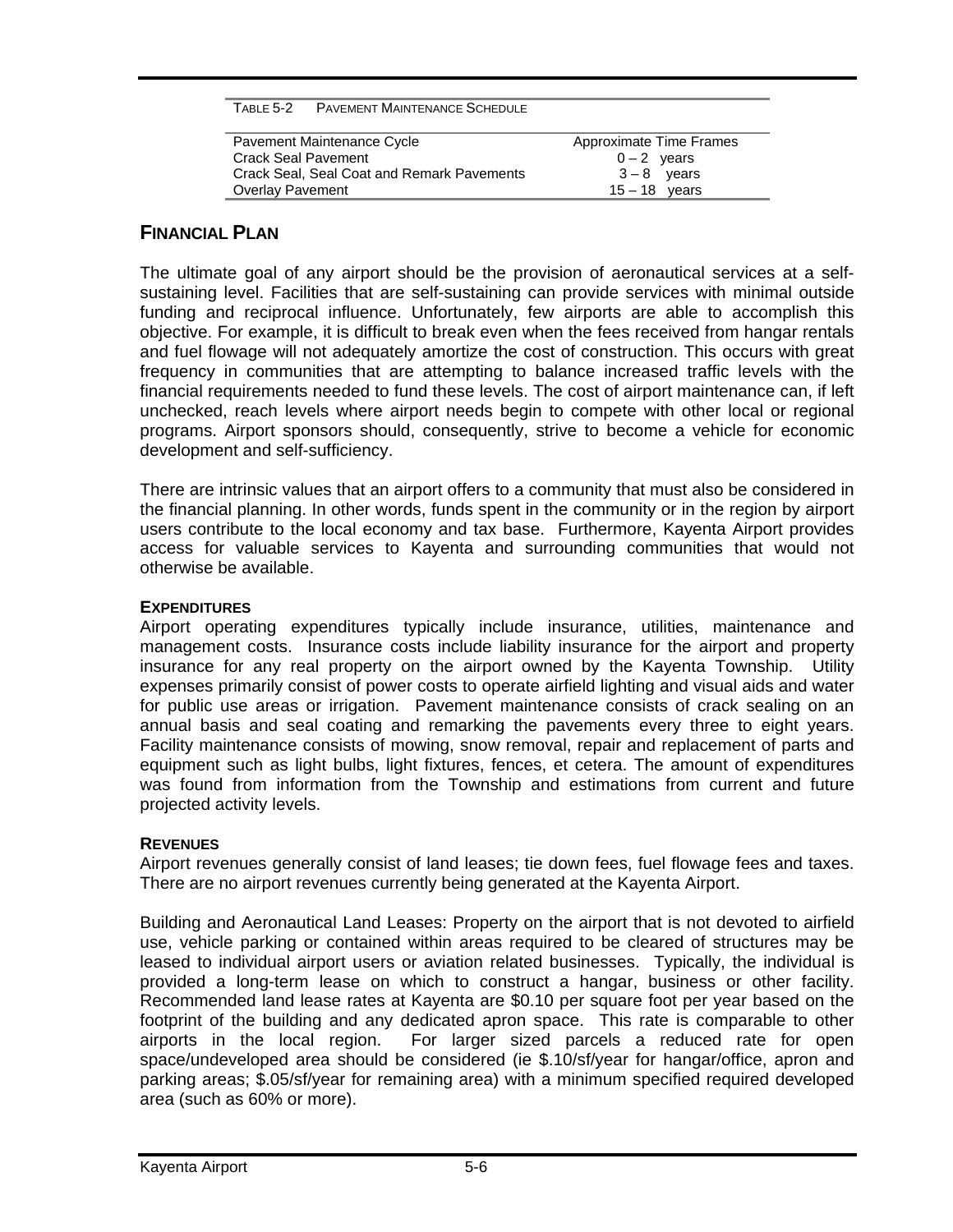Table 5-2 Pavement Maintenance Schedule

| Pavement Maintenance Cycle | Approximate Time Frames |
| --- | --- |
| Crack Seal Pavement | 0 – 2 years |
| Crack Seal, Seal Coat and Remark Pavements | 3 – 8 years |
| Overlay Pavement | 15 – 18 years |

## Financial Plan

The ultimate goal of any airport should be the provision of aeronautical services at a self-sustaining level. Facilities that are self-sustaining can provide services with minimal outside funding and reciprocal influence. Unfortunately, few airports are able to accomplish this objective. For example, it is difficult to break even when the fees received from hangar rentals and fuel flowage will not adequately amortize the cost of construction. This occurs with great frequency in communities that are attempting to balance increased traffic levels with the financial requirements needed to fund these levels. The cost of airport maintenance can, if left unchecked, reach levels where airport needs begin to compete with other local or regional programs. Airport sponsors should, consequently, strive to become a vehicle for economic development and self-sufficiency.

There are intrinsic values that an airport offers to a community that must also be considered in the financial planning. In other words, funds spent in the community or in the region by airport users contribute to the local economy and tax base. Furthermore, Kayenta Airport provides access for valuable services to Kayenta and surrounding communities that would not otherwise be available.

### Expenditures

Airport operating expenditures typically include insurance, utilities, maintenance and management costs. Insurance costs include liability insurance for the airport and property insurance for any real property on the airport owned by the Kayenta Township. Utility expenses primarily consist of power costs to operate airfield lighting and visual aids and water for public use areas or irrigation. Pavement maintenance consists of crack sealing on an annual basis and seal coating and remarking the pavements every three to eight years. Facility maintenance consists of mowing, snow removal, repair and replacement of parts and equipment such as light bulbs, light fixtures, fences, et cetera. The amount of expenditures was found from information from the Township and estimations from current and future projected activity levels.

### Revenues

Airport revenues generally consist of land leases; tie down fees, fuel flowage fees and taxes. There are no airport revenues currently being generated at the Kayenta Airport.

Building and Aeronautical Land Leases: Property on the airport that is not devoted to airfield use, vehicle parking or contained within areas required to be cleared of structures may be leased to individual airport users or aviation related businesses. Typically, the individual is provided a long-term lease on which to construct a hangar, business or other facility. Recommended land lease rates at Kayenta are $0.10 per square foot per year based on the footprint of the building and any dedicated apron space. This rate is comparable to other airports in the local region. For larger sized parcels a reduced rate for open space/undeveloped area should be considered (ie $.10/sf/year for hangar/office, apron and parking areas; $.05/sf/year for remaining area) with a minimum specified required developed area (such as 60% or more).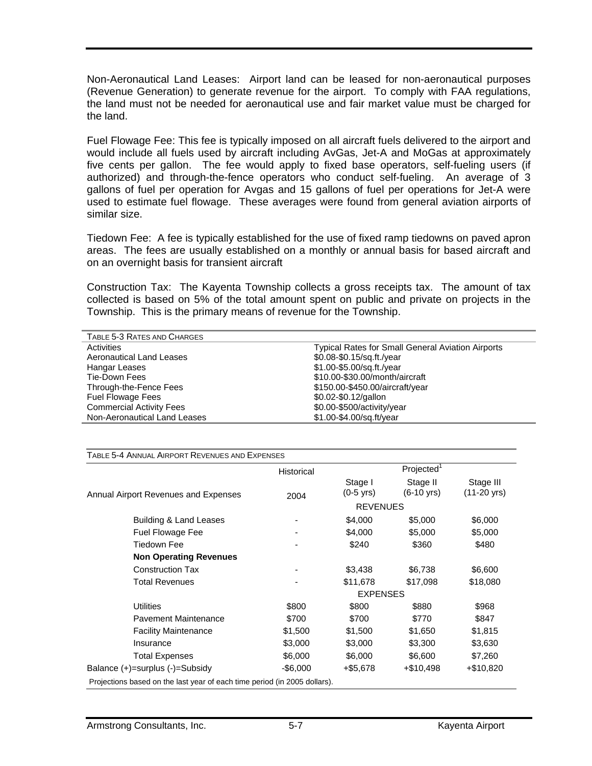Non-Aeronautical Land Leases: Airport land can be leased for non-aeronautical purposes (Revenue Generation) to generate revenue for the airport. To comply with FAA regulations, the land must not be needed for aeronautical use and fair market value must be charged for the land.

Fuel Flowage Fee: This fee is typically imposed on all aircraft fuels delivered to the airport and would include all fuels used by aircraft including AvGas, Jet-A and MoGas at approximately five cents per gallon. The fee would apply to fixed base operators, self-fueling users (if authorized) and through-the-fence operators who conduct self-fueling. An average of 3 gallons of fuel per operation for Avgas and 15 gallons of fuel per operations for Jet-A were used to estimate fuel flowage. These averages were found from general aviation airports of similar size.

Tiedown Fee: A fee is typically established for the use of fixed ramp tiedowns on paved apron areas. The fees are usually established on a monthly or annual basis for based aircraft and on an overnight basis for transient aircraft

Construction Tax: The Kayenta Township collects a gross receipts tax. The amount of tax collected is based on 5% of the total amount spent on public and private on projects in the Township. This is the primary means of revenue for the Township.

TABLE 5-3 RATES AND CHARGES

| Activities | Typical Rates for Small General Aviation Airports |
|---|---|
| Aeronautical Land Leases | \$0.08-\$0.15/sq.ft./year |
| Hangar Leases | \$1.00-\$5.00/sq.ft./year |
| Tie-Down Fees | \$10.00-\$30.00/month/aircraft |
| Through-the-Fence Fees | \$150.00-\$450.00/aircraft/year |
| Fuel Flowage Fees | \$0.02-\$0.12/gallon |
| Commercial Activity Fees | \$0.00-\$500/activity/year |
| Non-Aeronautical Land Leases | \$1.00-\$4.00/sq.ft/year |

TABLE 5-4 ANNUAL AIRPORT REVENUES AND EXPENSES

| | Historical | Projected[1] | | |
|---|---|---|---|---|
| Annual Airport Revenues and Expenses | 2004 | Stage I (0-5 yrs) | Stage II (6-10 yrs) | Stage III (11-20 yrs) |
| | | REVENUES | | |
| Building & Land Leases | - | \$4,000 | \$5,000 | \$6,000 |
| Fuel Flowage Fee | - | \$4,000 | \$5,000 | \$5,000 |
| Tiedown Fee | - | \$240 | \$360 | \$480 |
| **Non Operating Revenues** | | | | |
| Construction Tax | - | \$3,438 | \$6,738 | \$6,600 |
| Total Revenues | - | \$11,678 | \$17,098 | \$18,080 |
| | | EXPENSES | | |
| Utilities | \$800 | \$800 | \$880 | \$968 |
| Pavement Maintenance | \$700 | \$700 | \$770 | \$847 |
| Facility Maintenance | \$1,500 | \$1,500 | \$1,650 | \$1,815 |
| Insurance | \$3,000 | \$3,000 | \$3,300 | \$3,630 |
| Total Expenses | \$6,000 | \$6,000 | \$6,600 | \$7,260 |
| Balance (+)=surplus (-)=Subsidy | -\$6,000 | +\$5,678 | +\$10,498 | +\$10,820 |

Projections based on the last year of each time period (in 2005 dollars).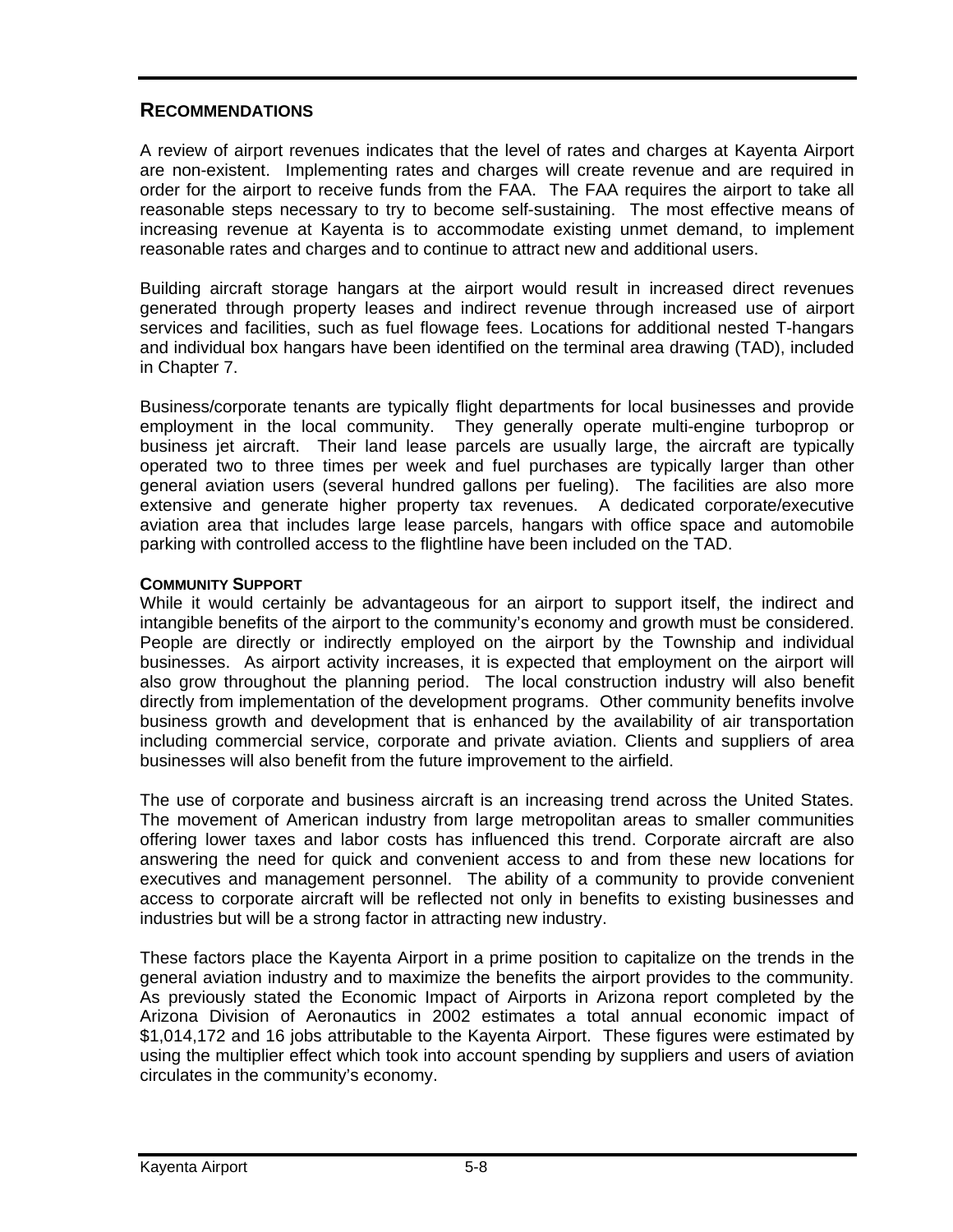## RECOMMENDATIONS

A review of airport revenues indicates that the level of rates and charges at Kayenta Airport are non-existent. Implementing rates and charges will create revenue and are required in order for the airport to receive funds from the FAA. The FAA requires the airport to take all reasonable steps necessary to try to become self-sustaining. The most effective means of increasing revenue at Kayenta is to accommodate existing unmet demand, to implement reasonable rates and charges and to continue to attract new and additional users.

Building aircraft storage hangars at the airport would result in increased direct revenues generated through property leases and indirect revenue through increased use of airport services and facilities, such as fuel flowage fees. Locations for additional nested T-hangars and individual box hangars have been identified on the terminal area drawing (TAD), included in Chapter 7.

Business/corporate tenants are typically flight departments for local businesses and provide employment in the local community. They generally operate multi-engine turboprop or business jet aircraft. Their land lease parcels are usually large, the aircraft are typically operated two to three times per week and fuel purchases are typically larger than other general aviation users (several hundred gallons per fueling). The facilities are also more extensive and generate higher property tax revenues. A dedicated corporate/executive aviation area that includes large lease parcels, hangars with office space and automobile parking with controlled access to the flightline have been included on the TAD.

### COMMUNITY SUPPORT

While it would certainly be advantageous for an airport to support itself, the indirect and intangible benefits of the airport to the community's economy and growth must be considered. People are directly or indirectly employed on the airport by the Township and individual businesses. As airport activity increases, it is expected that employment on the airport will also grow throughout the planning period. The local construction industry will also benefit directly from implementation of the development programs. Other community benefits involve business growth and development that is enhanced by the availability of air transportation including commercial service, corporate and private aviation. Clients and suppliers of area businesses will also benefit from the future improvement to the airfield.

The use of corporate and business aircraft is an increasing trend across the United States. The movement of American industry from large metropolitan areas to smaller communities offering lower taxes and labor costs has influenced this trend. Corporate aircraft are also answering the need for quick and convenient access to and from these new locations for executives and management personnel. The ability of a community to provide convenient access to corporate aircraft will be reflected not only in benefits to existing businesses and industries but will be a strong factor in attracting new industry.

These factors place the Kayenta Airport in a prime position to capitalize on the trends in the general aviation industry and to maximize the benefits the airport provides to the community. As previously stated the Economic Impact of Airports in Arizona report completed by the Arizona Division of Aeronautics in 2002 estimates a total annual economic impact of $1,014,172 and 16 jobs attributable to the Kayenta Airport. These figures were estimated by using the multiplier effect which took into account spending by suppliers and users of aviation circulates in the community's economy.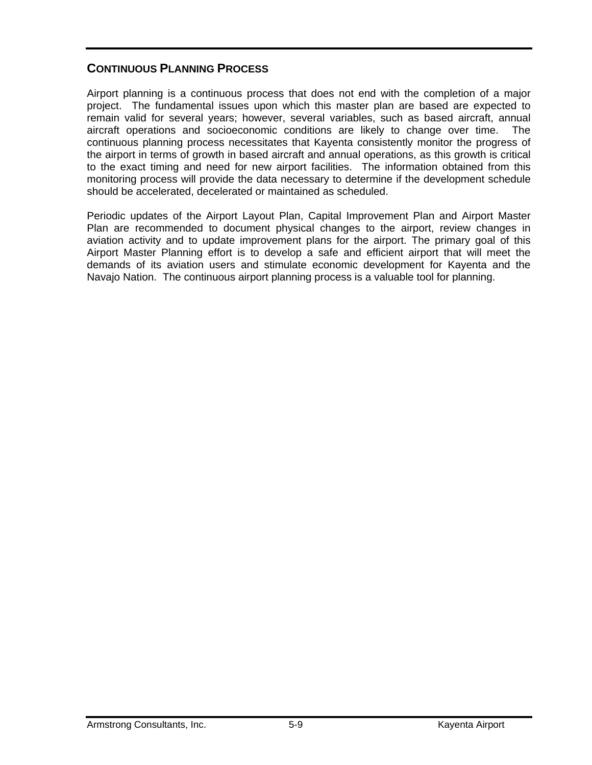## CONTINUOUS PLANNING PROCESS

Airport planning is a continuous process that does not end with the completion of a major project. The fundamental issues upon which this master plan are based are expected to remain valid for several years; however, several variables, such as based aircraft, annual aircraft operations and socioeconomic conditions are likely to change over time. The continuous planning process necessitates that Kayenta consistently monitor the progress of the airport in terms of growth in based aircraft and annual operations, as this growth is critical to the exact timing and need for new airport facilities. The information obtained from this monitoring process will provide the data necessary to determine if the development schedule should be accelerated, decelerated or maintained as scheduled.

Periodic updates of the Airport Layout Plan, Capital Improvement Plan and Airport Master Plan are recommended to document physical changes to the airport, review changes in aviation activity and to update improvement plans for the airport. The primary goal of this Airport Master Planning effort is to develop a safe and efficient airport that will meet the demands of its aviation users and stimulate economic development for Kayenta and the Navajo Nation. The continuous airport planning process is a valuable tool for planning.